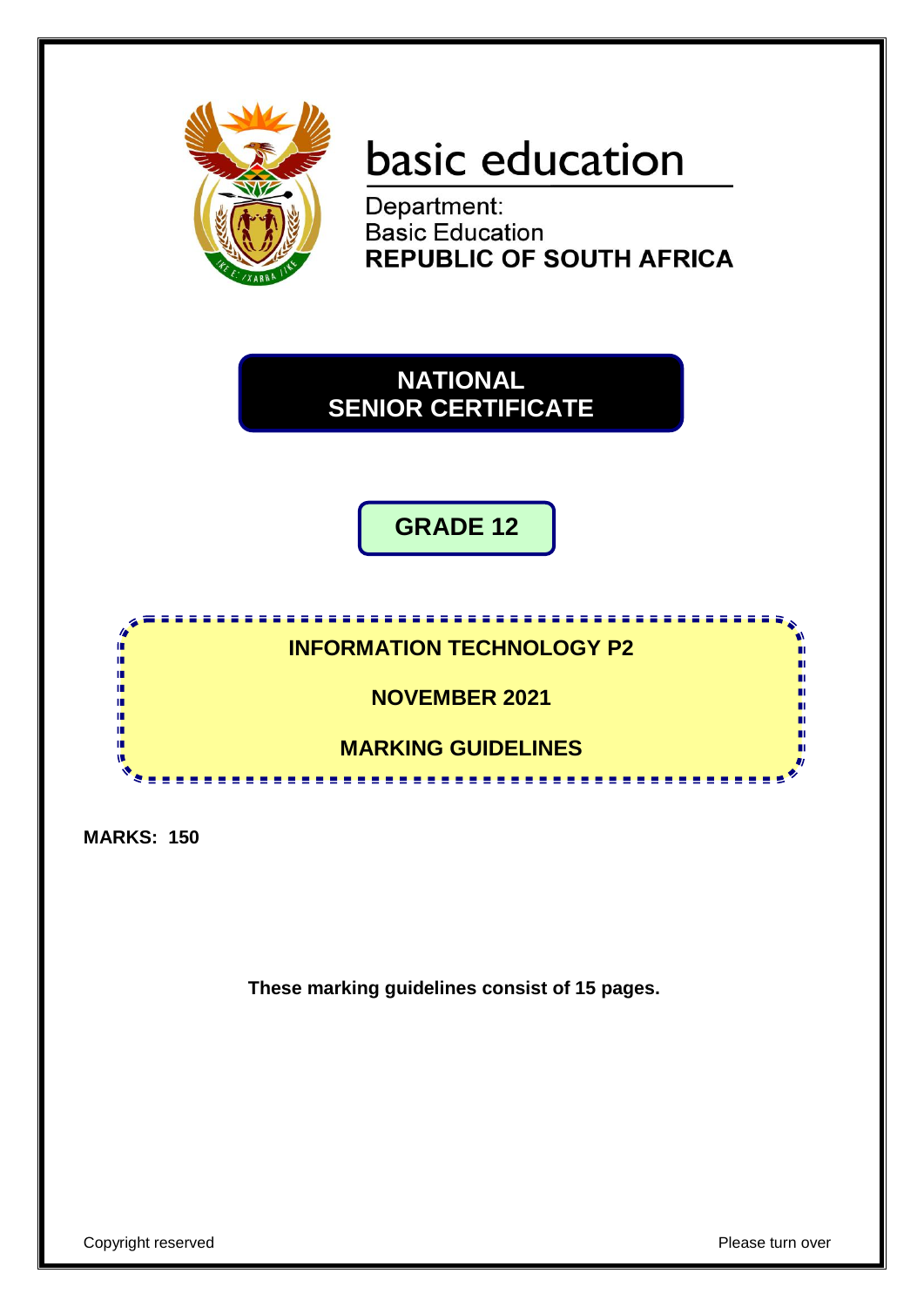basic education

Department:
Basic Education
**REPUBLIC OF SOUTH AFRICA**

# NATIONAL SENIOR CERTIFICATE

## GRADE 12

## INFORMATION TECHNOLOGY P2

## NOVEMBER 2021

## MARKING GUIDELINES

**MARKS: 150**

**These marking guidelines consist of 15 pages.**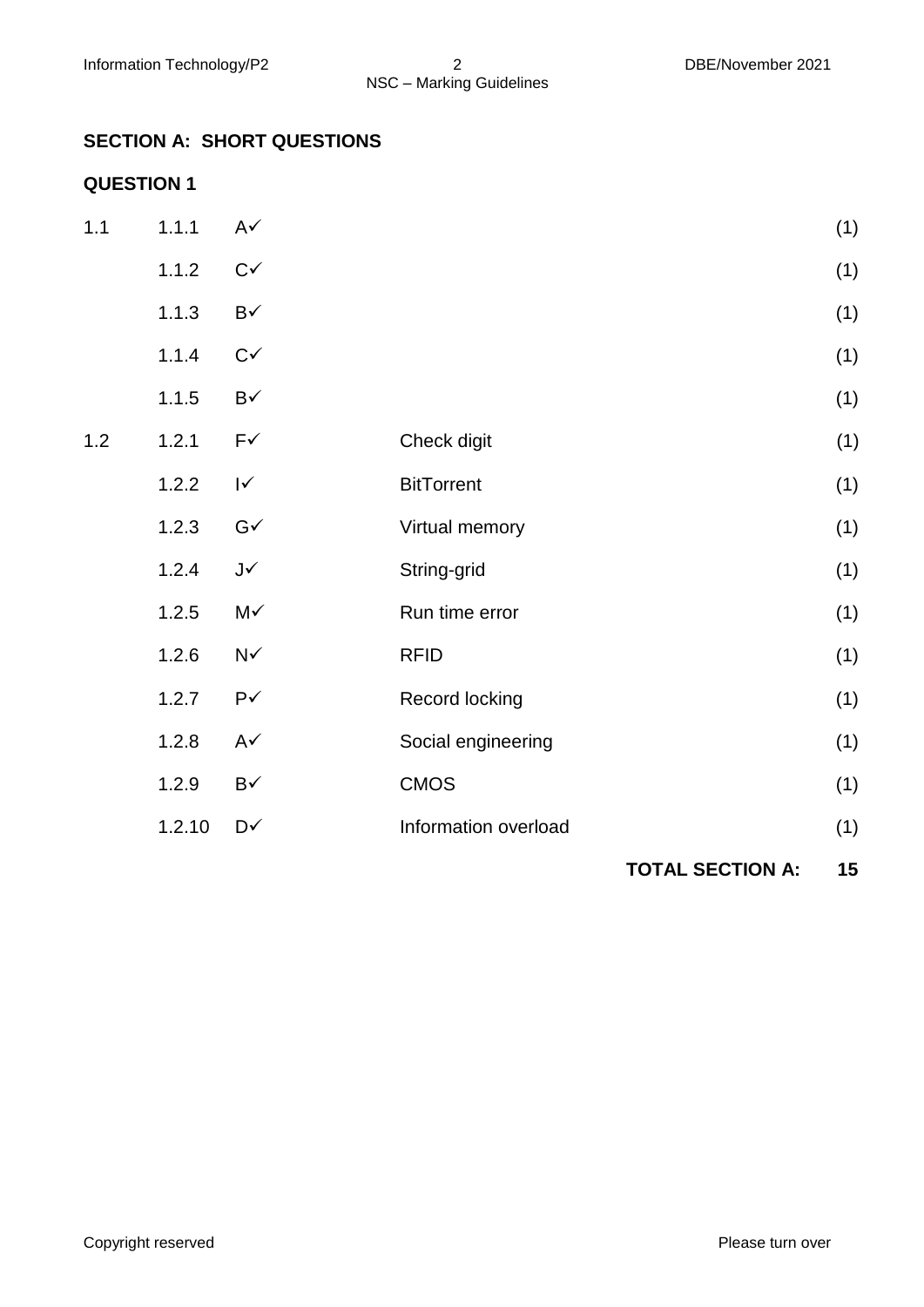## SECTION A: SHORT QUESTIONS

### QUESTION 1

| | | | | |
|---|---|---|---|---|
| 1.1 | 1.1.1 | A✓ | | (1) |
| | 1.1.2 | C✓ | | (1) |
| | 1.1.3 | B✓ | | (1) |
| | 1.1.4 | C✓ | | (1) |
| | 1.1.5 | B✓ | | (1) |
| 1.2 | 1.2.1 | F✓ | Check digit | (1) |
| | 1.2.2 | I✓ | BitTorrent | (1) |
| | 1.2.3 | G✓ | Virtual memory | (1) |
| | 1.2.4 | J✓ | String-grid | (1) |
| | 1.2.5 | M✓ | Run time error | (1) |
| | 1.2.6 | N✓ | RFID | (1) |
| | 1.2.7 | P✓ | Record locking | (1) |
| | 1.2.8 | A✓ | Social engineering | (1) |
| | 1.2.9 | B✓ | CMOS | (1) |
| | 1.2.10 | D✓ | Information overload | (1) |

**TOTAL SECTION A: 15**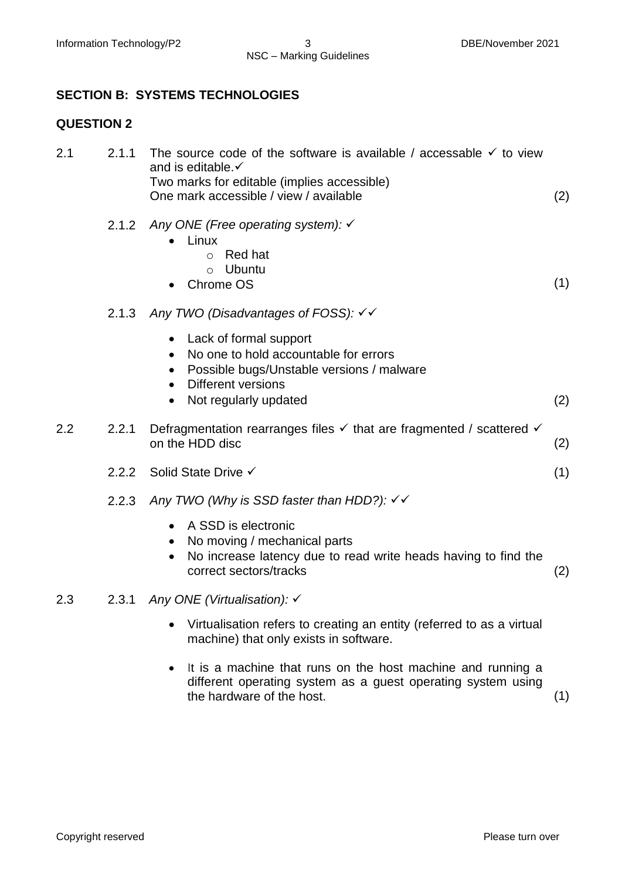## SECTION B: SYSTEMS TECHNOLOGIES

## QUESTION 2

2.1

2.1.1 The source code of the software is available / accessable ✓ to view and is editable.✓
Two marks for editable (implies accessible)
One mark accessible / view / available (2)

2.1.2 *Any ONE (Free operating system):* ✓

- Linux
  - Red hat
  - Ubuntu
- Chrome OS

(1)

2.1.3 *Any TWO (Disadvantages of FOSS):* ✓✓

- Lack of formal support
- No one to hold accountable for errors
- Possible bugs/Unstable versions / malware
- Different versions
- Not regularly updated

(2)

2.2

2.2.1 Defragmentation rearranges files ✓ that are fragmented / scattered ✓ on the HDD disc (2)

2.2.2 Solid State Drive ✓ (1)

2.2.3 *Any TWO (Why is SSD faster than HDD?):* ✓✓

- A SSD is electronic
- No moving / mechanical parts
- No increase latency due to read write heads having to find the correct sectors/tracks

(2)

2.3

2.3.1 *Any ONE (Virtualisation):* ✓

- Virtualisation refers to creating an entity (referred to as a virtual machine) that only exists in software.
- It is a machine that runs on the host machine and running a different operating system as a guest operating system using the hardware of the host.

(1)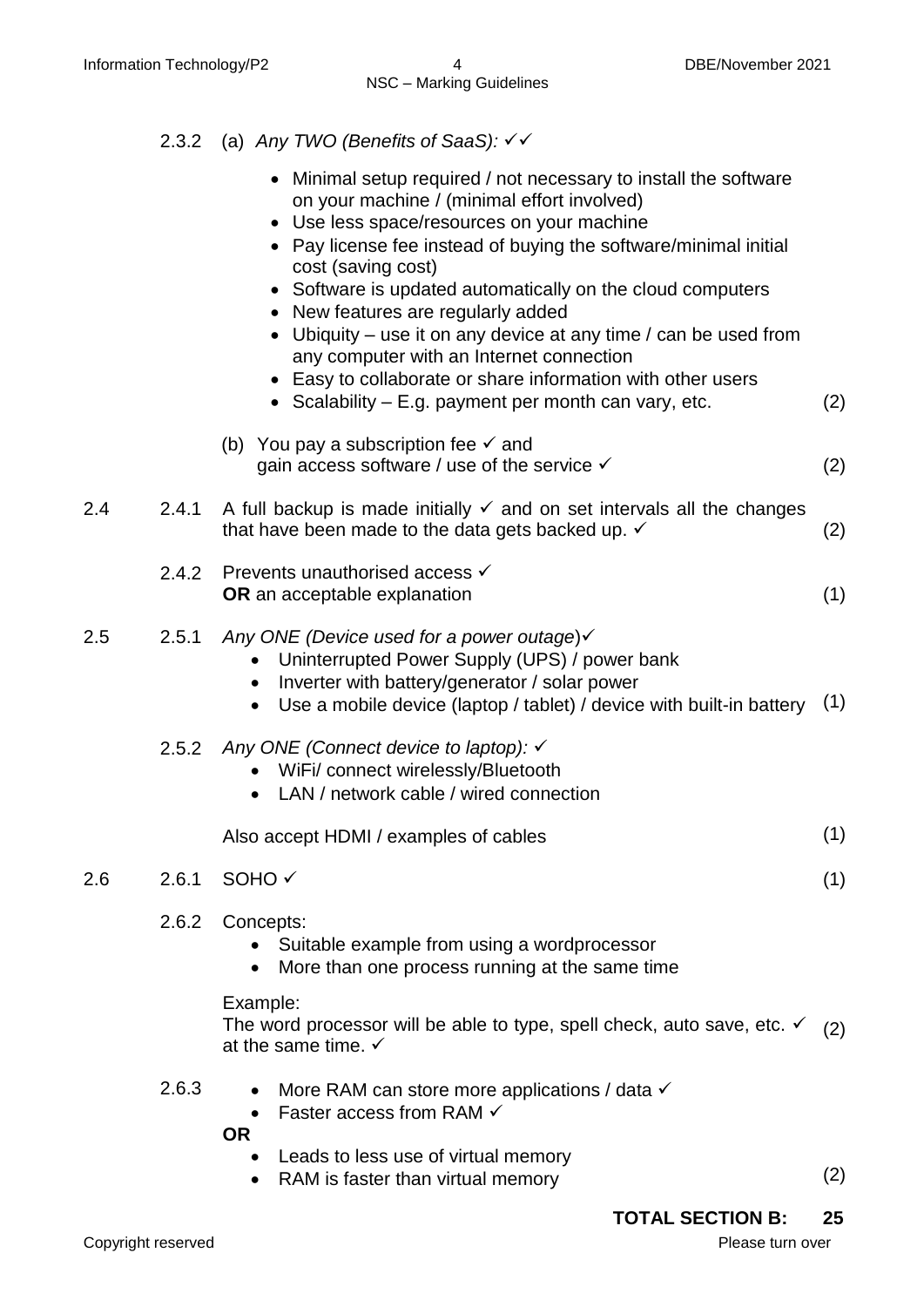2.3.2 (a) *Any TWO (Benefits of SaaS):* ✓✓

- Minimal setup required / not necessary to install the software on your machine / (minimal effort involved)
- Use less space/resources on your machine
- Pay license fee instead of buying the software/minimal initial cost (saving cost)
- Software is updated automatically on the cloud computers
- New features are regularly added
- Ubiquity – use it on any device at any time / can be used from any computer with an Internet connection
- Easy to collaborate or share information with other users
- Scalability – E.g. payment per month can vary, etc. (2)

(b) You pay a subscription fee ✓ and gain access software / use of the service ✓ (2)

2.4 2.4.1 A full backup is made initially ✓ and on set intervals all the changes that have been made to the data gets backed up. ✓ (2)

2.4.2 Prevents unauthorised access ✓
**OR** an acceptable explanation (1)

2.5 2.5.1 *Any ONE (Device used for a power outage)*✓

- Uninterrupted Power Supply (UPS) / power bank
- Inverter with battery/generator / solar power
- Use a mobile device (laptop / tablet) / device with built-in battery (1)

2.5.2 *Any ONE (Connect device to laptop):* ✓

- WiFi/ connect wirelessly/Bluetooth
- LAN / network cable / wired connection

Also accept HDMI / examples of cables (1)

2.6 2.6.1 SOHO ✓ (1)

2.6.2 Concepts:

- Suitable example from using a wordprocessor
- More than one process running at the same time

Example:
The word processor will be able to type, spell check, auto save, etc. ✓ at the same time. ✓ (2)

2.6.3

- More RAM can store more applications / data ✓
- Faster access from RAM ✓

**OR**

- Leads to less use of virtual memory
- RAM is faster than virtual memory (2)

**TOTAL SECTION B: 25**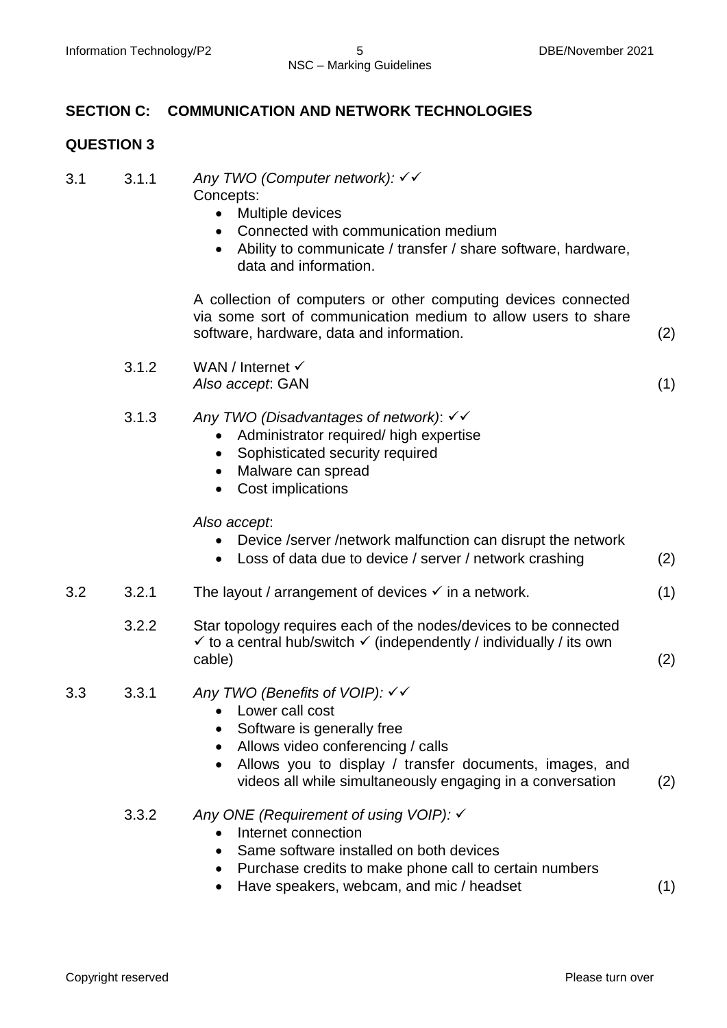## SECTION C: COMMUNICATION AND NETWORK TECHNOLOGIES

### QUESTION 3

3.1

3.1.1 *Any TWO (Computer network):* ✓✓

Concepts:

- Multiple devices
- Connected with communication medium
- Ability to communicate / transfer / share software, hardware, data and information.

A collection of computers or other computing devices connected via some sort of communication medium to allow users to share software, hardware, data and information. (2)

3.1.2 WAN / Internet ✓

*Also accept*: GAN (1)

3.1.3 *Any TWO (Disadvantages of network)*: ✓✓

- Administrator required/ high expertise
- Sophisticated security required
- Malware can spread
- Cost implications

*Also accept*:

- Device /server /network malfunction can disrupt the network
- Loss of data due to device / server / network crashing (2)

3.2

3.2.1 The layout / arrangement of devices ✓ in a network. (1)

3.2.2 Star topology requires each of the nodes/devices to be connected ✓ to a central hub/switch ✓ (independently / individually / its own cable) (2)

3.3

3.3.1 *Any TWO (Benefits of VOIP):* ✓✓

- Lower call cost
- Software is generally free
- Allows video conferencing / calls
- Allows you to display / transfer documents, images, and videos all while simultaneously engaging in a conversation (2)

3.3.2 *Any ONE (Requirement of using VOIP):* ✓

- Internet connection
- Same software installed on both devices
- Purchase credits to make phone call to certain numbers
- Have speakers, webcam, and mic / headset (1)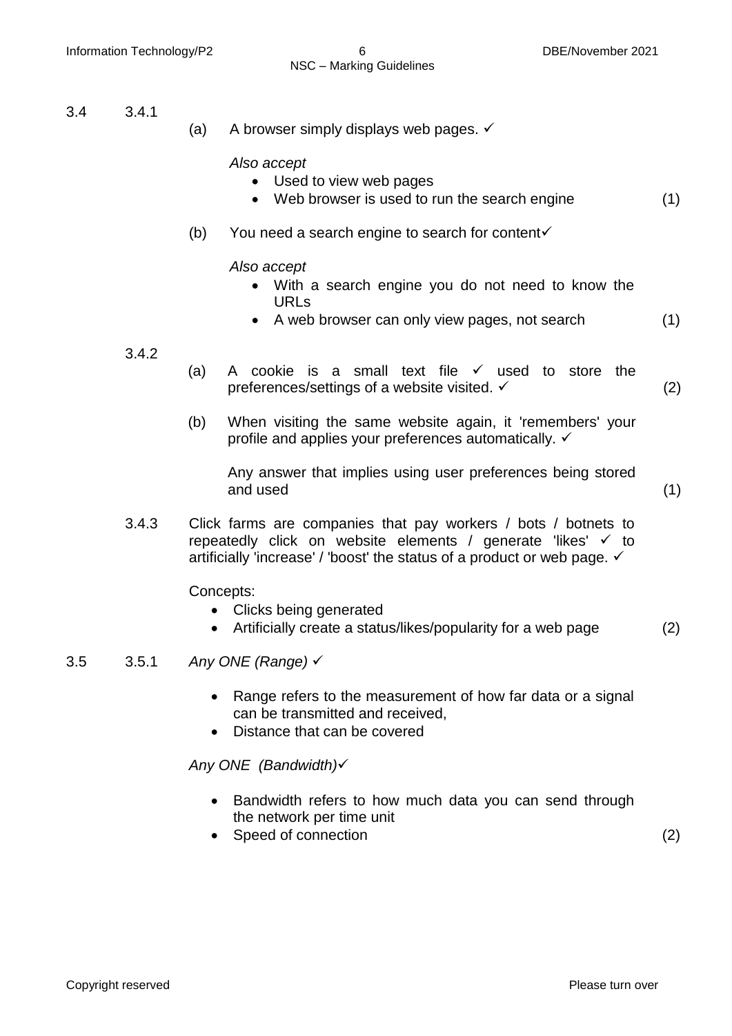3.4 3.4.1

(a) A browser simply displays web pages. ✓

*Also accept*

- Used to view web pages
- Web browser is used to run the search engine (1)

(b) You need a search engine to search for content✓

*Also accept*

- With a search engine you do not need to know the URLs
- A web browser can only view pages, not search (1)

3.4.2

(a) A cookie is a small text file ✓ used to store the preferences/settings of a website visited. ✓ (2)

(b) When visiting the same website again, it 'remembers' your profile and applies your preferences automatically. ✓

Any answer that implies using user preferences being stored and used (1)

3.4.3 Click farms are companies that pay workers / bots / botnets to repeatedly click on website elements / generate 'likes' ✓ to artificially 'increase' / 'boost' the status of a product or web page. ✓

Concepts:

- Clicks being generated
- Artificially create a status/likes/popularity for a web page (2)

3.5 3.5.1 *Any ONE (Range)* ✓

- Range refers to the measurement of how far data or a signal can be transmitted and received,
- Distance that can be covered

*Any ONE (Bandwidth)*✓

- Bandwidth refers to how much data you can send through the network per time unit
- Speed of connection (2)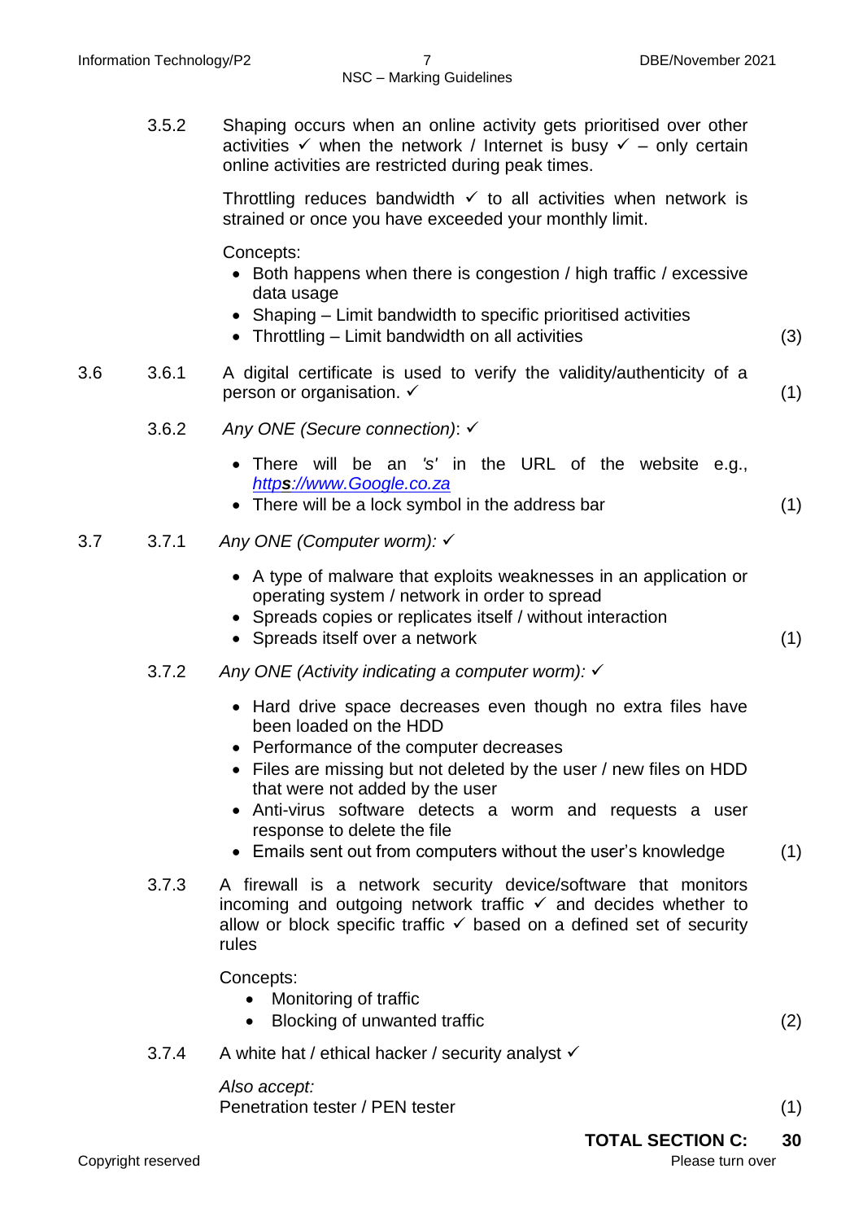3.5.2 Shaping occurs when an online activity gets prioritised over other activities ✓ when the network / Internet is busy ✓ – only certain online activities are restricted during peak times.

Throttling reduces bandwidth ✓ to all activities when network is strained or once you have exceeded your monthly limit.

Concepts:

- Both happens when there is congestion / high traffic / excessive data usage
- Shaping – Limit bandwidth to specific prioritised activities
- Throttling – Limit bandwidth on all activities (3)

3.6

3.6.1 A digital certificate is used to verify the validity/authenticity of a person or organisation. ✓ (1)

3.6.2 *Any ONE (Secure connection)*: ✓

- There will be an *'s'* in the URL of the website e.g., http**s**://www.Google.co.za
- There will be a lock symbol in the address bar (1)

3.7

3.7.1 *Any ONE (Computer worm):* ✓

- A type of malware that exploits weaknesses in an application or operating system / network in order to spread
- Spreads copies or replicates itself / without interaction
- Spreads itself over a network (1)

3.7.2 *Any ONE (Activity indicating a computer worm):* ✓

- Hard drive space decreases even though no extra files have been loaded on the HDD
- Performance of the computer decreases
- Files are missing but not deleted by the user / new files on HDD that were not added by the user
- Anti-virus software detects a worm and requests a user response to delete the file
- Emails sent out from computers without the user's knowledge (1)

3.7.3 A firewall is a network security device/software that monitors incoming and outgoing network traffic ✓ and decides whether to allow or block specific traffic ✓ based on a defined set of security rules

Concepts:

- Monitoring of traffic
- Blocking of unwanted traffic (2)

3.7.4 A white hat / ethical hacker / security analyst ✓

*Also accept:*
Penetration tester / PEN tester (1)

**TOTAL SECTION C: 30**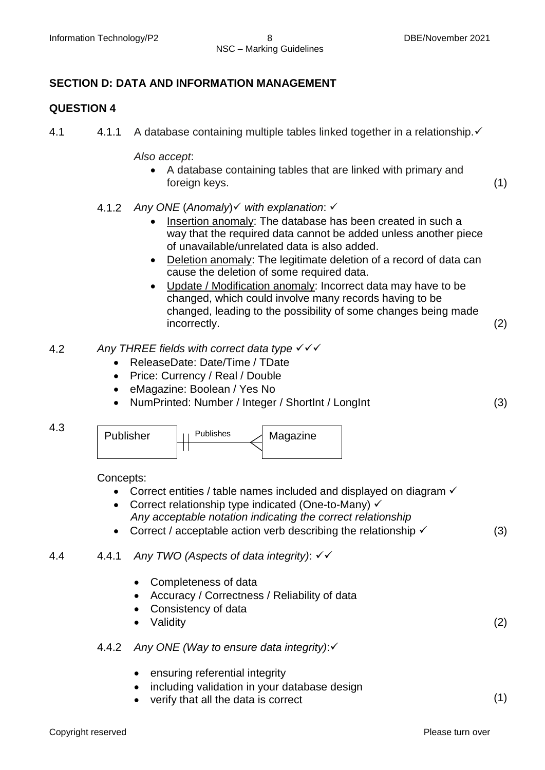## SECTION D: DATA AND INFORMATION MANAGEMENT

### QUESTION 4

4.1 4.1.1 A database containing multiple tables linked together in a relationship.✓

*Also accept*:

- A database containing tables that are linked with primary and foreign keys. (1)

4.1.2 *Any ONE* (*Anomaly*)✓ *with explanation*: ✓

- Insertion anomaly: The database has been created in such a way that the required data cannot be added unless another piece of unavailable/unrelated data is also added.
- Deletion anomaly: The legitimate deletion of a record of data can cause the deletion of some required data.
- Update / Modification anomaly: Incorrect data may have to be changed, which could involve many records having to be changed, leading to the possibility of some changes being made incorrectly. (2)

4.2 *Any THREE fields with correct data type* ✓✓✓

- ReleaseDate: Date/Time / TDate
- Price: Currency / Real / Double
- eMagazine: Boolean / Yes No
- NumPrinted: Number / Integer / ShortInt / LongInt (3)

4.3

```
Publisher ||——Publishes——< Magazine
```

Concepts:

- Correct entities / table names included and displayed on diagram ✓
- Correct relationship type indicated (One-to-Many) ✓
  *Any acceptable notation indicating the correct relationship*
- Correct / acceptable action verb describing the relationship ✓ (3)

4.4 4.4.1 *Any TWO (Aspects of data integrity)*: ✓✓

- Completeness of data
- Accuracy / Correctness / Reliability of data
- Consistency of data
- Validity (2)

4.4.2 *Any ONE (Way to ensure data integrity)*:✓

- ensuring referential integrity
- including validation in your database design
- verify that all the data is correct (1)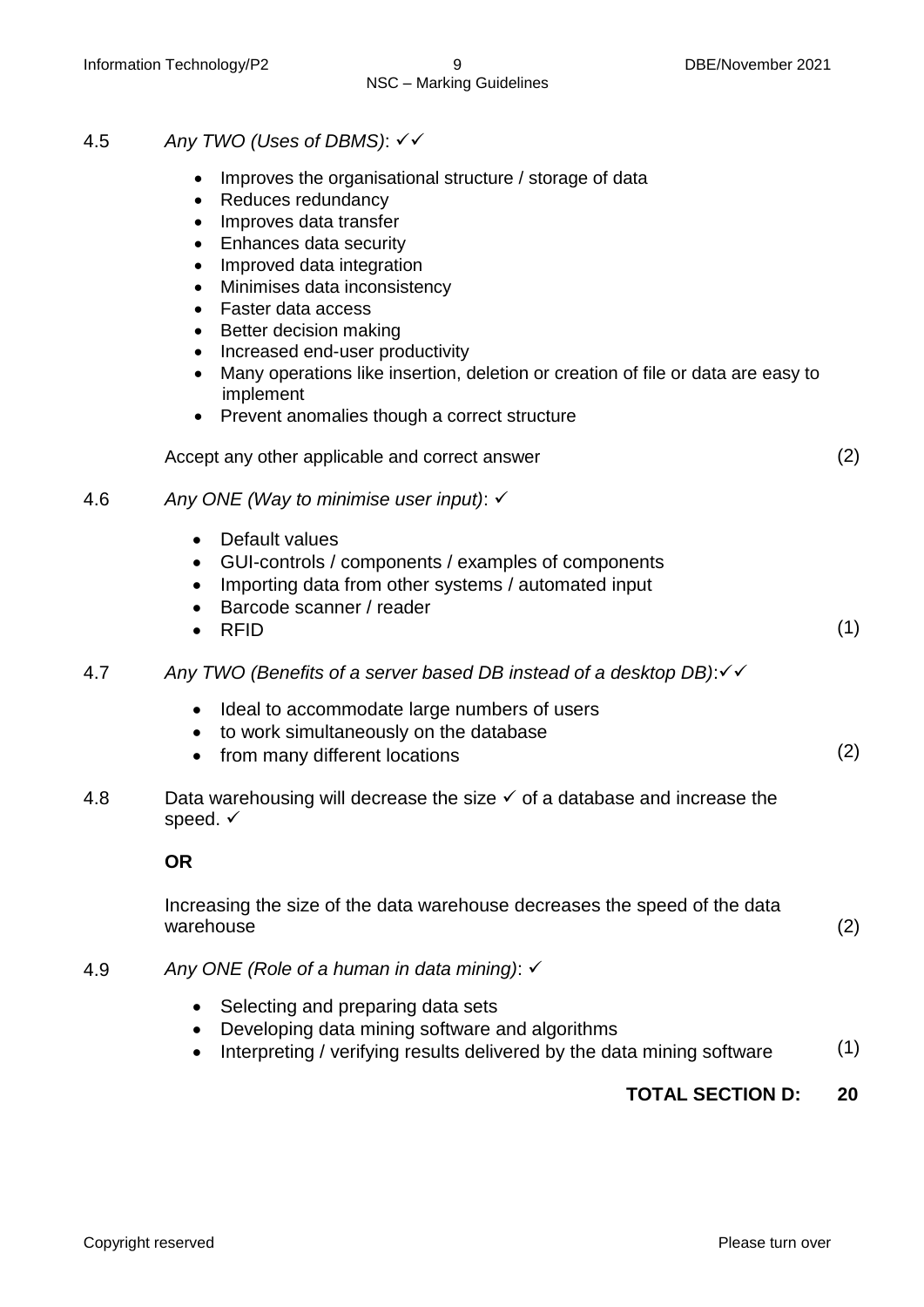4.5 *Any TWO (Uses of DBMS)*: ✓✓

- Improves the organisational structure / storage of data
- Reduces redundancy
- Improves data transfer
- Enhances data security
- Improved data integration
- Minimises data inconsistency
- Faster data access
- Better decision making
- Increased end-user productivity
- Many operations like insertion, deletion or creation of file or data are easy to implement
- Prevent anomalies though a correct structure

Accept any other applicable and correct answer (2)

4.6 *Any ONE (Way to minimise user input)*: ✓

- Default values
- GUI-controls / components / examples of components
- Importing data from other systems / automated input
- Barcode scanner / reader
- RFID (1)

4.7 *Any TWO (Benefits of a server based DB instead of a desktop DB)*:✓✓

- Ideal to accommodate large numbers of users
- to work simultaneously on the database
- from many different locations (2)

4.8 Data warehousing will decrease the size ✓ of a database and increase the speed. ✓

**OR**

Increasing the size of the data warehouse decreases the speed of the data warehouse (2)

4.9 *Any ONE (Role of a human in data mining)*: ✓

- Selecting and preparing data sets
- Developing data mining software and algorithms
- Interpreting / verifying results delivered by the data mining software (1)

**TOTAL SECTION D: 20**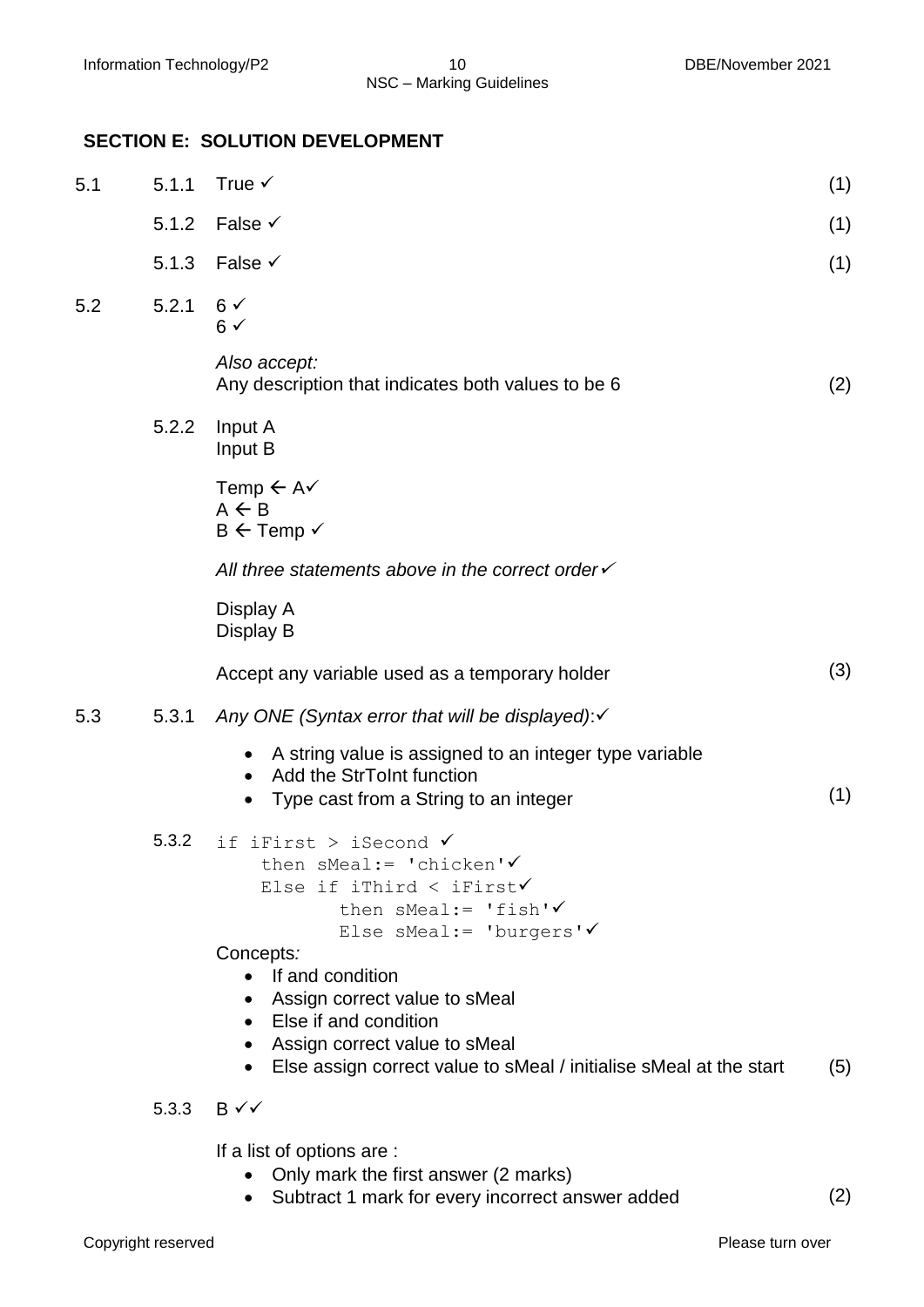## SECTION E: SOLUTION DEVELOPMENT

5.1

5.1.1 True ✓ (1)

5.1.2 False ✓ (1)

5.1.3 False ✓ (1)

5.2

5.2.1 6 ✓
6 ✓

*Also accept:*
Any description that indicates both values to be 6 (2)

5.2.2 Input A
Input B

Temp ← A✓
A ← B
B ← Temp ✓

*All three statements above in the correct order*✓

Display A
Display B

Accept any variable used as a temporary holder (3)

5.3

5.3.1 *Any ONE (Syntax error that will be displayed)*:✓

- A string value is assigned to an integer type variable
- Add the StrToInt function
- Type cast from a String to an integer (1)

5.3.2

```
if iFirst > iSecond ✓
    then sMeal:= 'chicken'✓
    Else if iThird < iFirst✓
          then sMeal:= 'fish'✓
          Else sMeal:= 'burgers'✓
```

Concepts*:*

- If and condition
- Assign correct value to sMeal
- Else if and condition
- Assign correct value to sMeal
- Else assign correct value to sMeal / initialise sMeal at the start (5)

5.3.3 B ✓✓

If a list of options are :

- Only mark the first answer (2 marks)
- Subtract 1 mark for every incorrect answer added (2)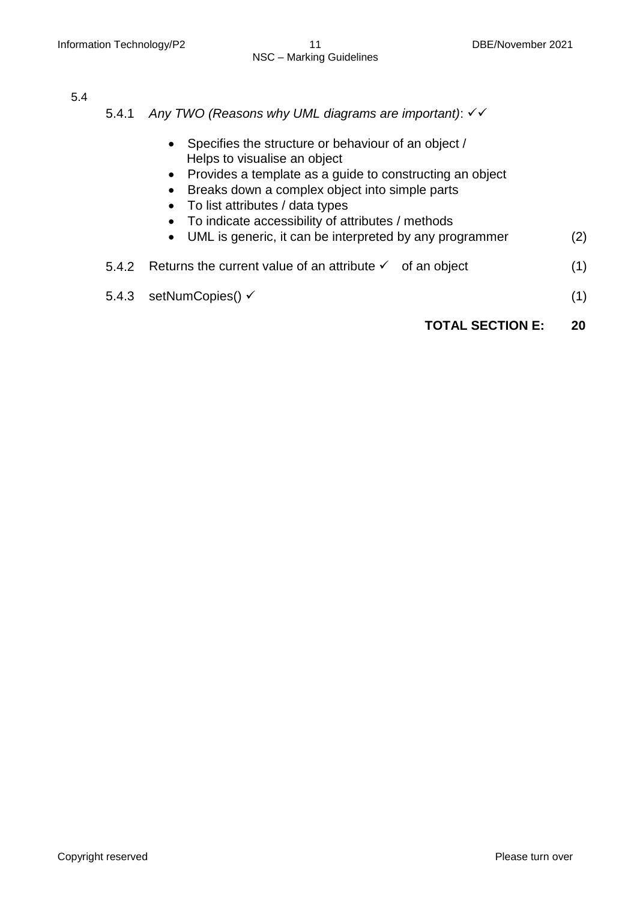5.4

5.4.1 *Any TWO (Reasons why UML diagrams are important)*: ✓✓

- Specifies the structure or behaviour of an object / Helps to visualise an object
- Provides a template as a guide to constructing an object
- Breaks down a complex object into simple parts
- To list attributes / data types
- To indicate accessibility of attributes / methods
- UML is generic, it can be interpreted by any programmer (2)

5.4.2 Returns the current value of an attribute ✓ of an object (1)

5.4.3 setNumCopies() ✓ (1)

**TOTAL SECTION E: 20**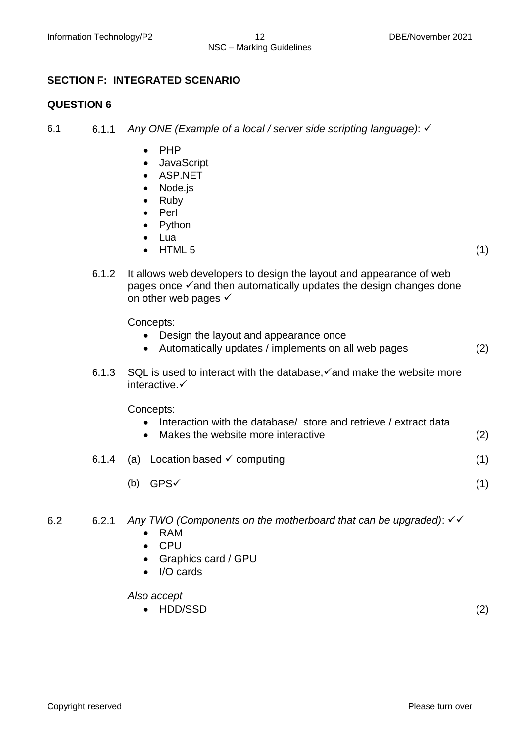## SECTION F: INTEGRATED SCENARIO

## QUESTION 6

6.1

6.1.1 *Any ONE (Example of a local / server side scripting language)*: ✓

- PHP
- JavaScript
- ASP.NET
- Node.js
- Ruby
- Perl
- Python
- Lua
- HTML 5 (1)

6.1.2 It allows web developers to design the layout and appearance of web pages once ✓and then automatically updates the design changes done on other web pages ✓

Concepts:

- Design the layout and appearance once
- Automatically updates / implements on all web pages (2)

6.1.3 SQL is used to interact with the database,✓and make the website more interactive.✓

Concepts:

- Interaction with the database/ store and retrieve / extract data
- Makes the website more interactive (2)

6.1.4 (a) Location based ✓ computing (1)

(b) GPS✓ (1)

6.2

6.2.1 *Any TWO (Components on the motherboard that can be upgraded)*: ✓✓

- RAM
- CPU
- Graphics card / GPU
- I/O cards

*Also accept*

- HDD/SSD (2)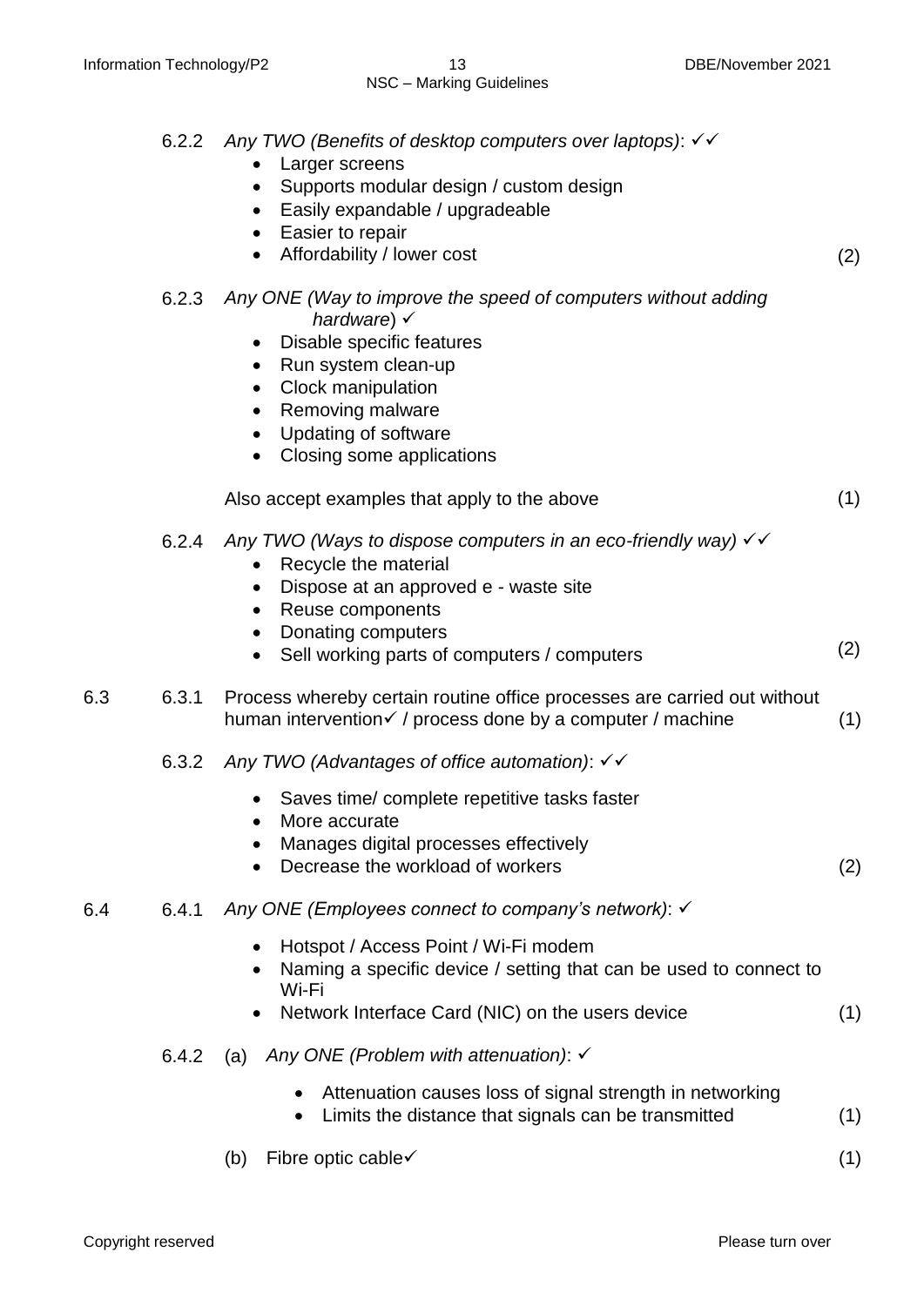6.2.2 *Any TWO (Benefits of desktop computers over laptops)*: ✓✓

- Larger screens
- Supports modular design / custom design
- Easily expandable / upgradeable
- Easier to repair
- Affordability / lower cost

(2)

6.2.3 *Any ONE (Way to improve the speed of computers without adding hardware)* ✓

- Disable specific features
- Run system clean-up
- Clock manipulation
- Removing malware
- Updating of software
- Closing some applications

Also accept examples that apply to the above (1)

6.2.4 *Any TWO (Ways to dispose computers in an eco-friendly way)* ✓✓

- Recycle the material
- Dispose at an approved e - waste site
- Reuse components
- Donating computers
- Sell working parts of computers / computers

(2)

6.3

6.3.1 Process whereby certain routine office processes are carried out without human intervention✓ / process done by a computer / machine (1)

6.3.2 *Any TWO (Advantages of office automation)*: ✓✓

- Saves time/ complete repetitive tasks faster
- More accurate
- Manages digital processes effectively
- Decrease the workload of workers

(2)

6.4

6.4.1 *Any ONE (Employees connect to company's network)*: ✓

- Hotspot / Access Point / Wi-Fi modem
- Naming a specific device / setting that can be used to connect to Wi-Fi
- Network Interface Card (NIC) on the users device

(1)

6.4.2 (a) *Any ONE (Problem with attenuation)*: ✓

- Attenuation causes loss of signal strength in networking
- Limits the distance that signals can be transmitted

(1)

(b) Fibre optic cable✓ (1)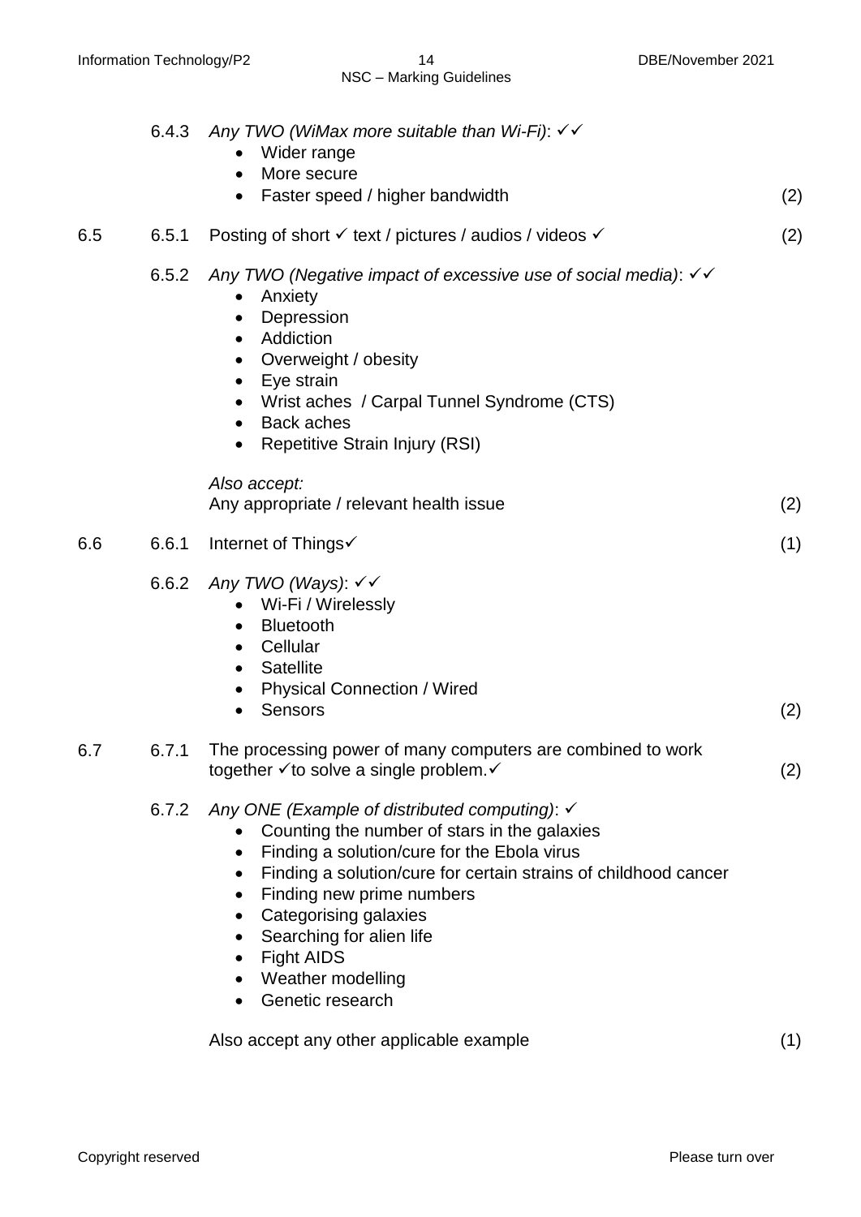6.4.3 *Any TWO (WiMax more suitable than Wi-Fi)*: ✓✓

- Wider range
- More secure
- Faster speed / higher bandwidth (2)

6.5 6.5.1 Posting of short ✓ text / pictures / audios / videos ✓ (2)

6.5.2 *Any TWO (Negative impact of excessive use of social media)*: ✓✓

- Anxiety
- Depression
- Addiction
- Overweight / obesity
- Eye strain
- Wrist aches / Carpal Tunnel Syndrome (CTS)
- Back aches
- Repetitive Strain Injury (RSI)

*Also accept:*
Any appropriate / relevant health issue (2)

6.6 6.6.1 Internet of Things✓ (1)

6.6.2 *Any TWO (Ways)*: ✓✓

- Wi-Fi / Wirelessly
- Bluetooth
- Cellular
- Satellite
- Physical Connection / Wired
- Sensors (2)

6.7 6.7.1 The processing power of many computers are combined to work together ✓to solve a single problem.✓ (2)

6.7.2 *Any ONE (Example of distributed computing)*: ✓

- Counting the number of stars in the galaxies
- Finding a solution/cure for the Ebola virus
- Finding a solution/cure for certain strains of childhood cancer
- Finding new prime numbers
- Categorising galaxies
- Searching for alien life
- Fight AIDS
- Weather modelling
- Genetic research

Also accept any other applicable example (1)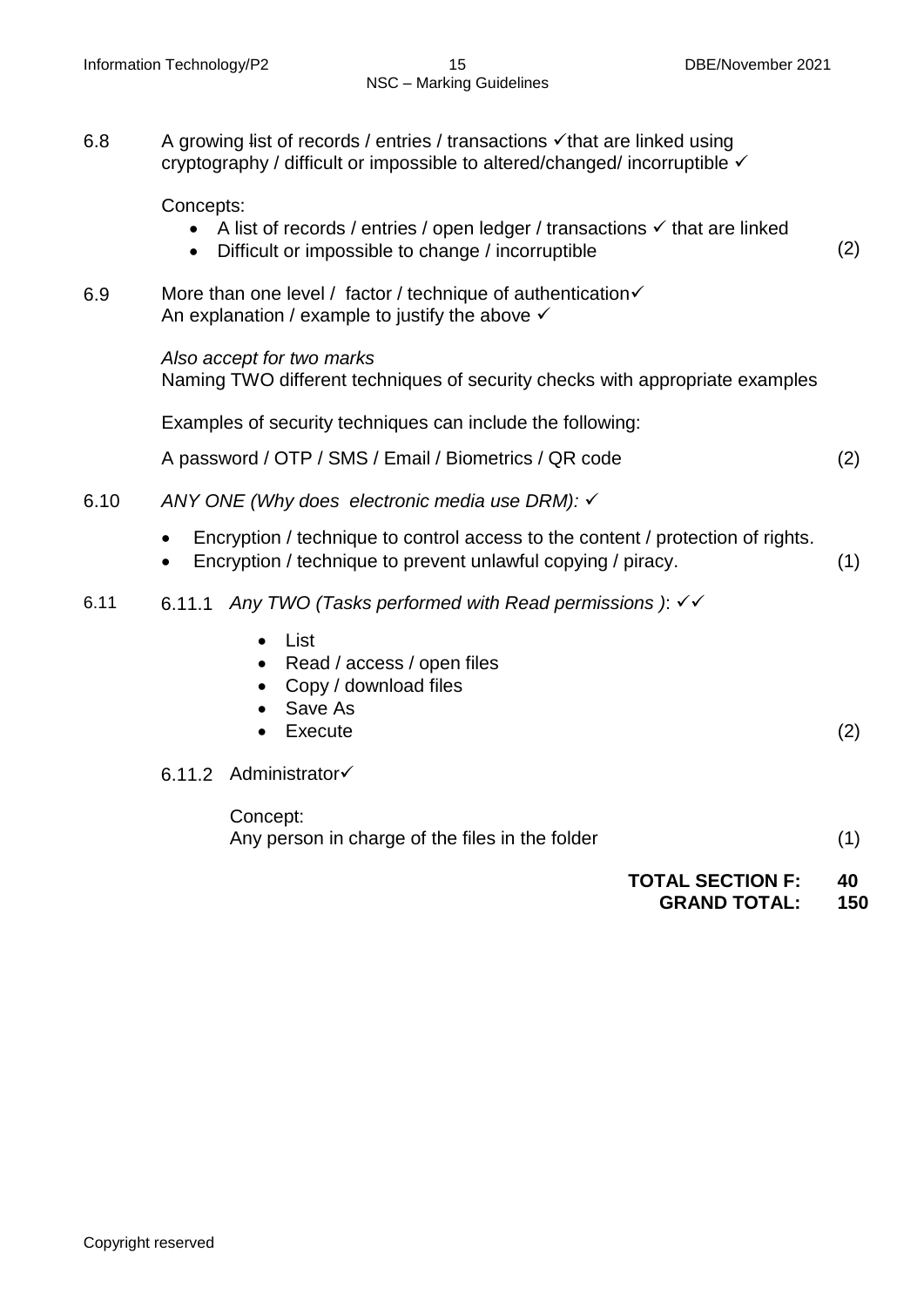6.8 A growing list of records / entries / transactions ✓ that are linked using cryptography / difficult or impossible to altered/changed/ incorruptible ✓

Concepts:

- A list of records / entries / open ledger / transactions ✓ that are linked
- Difficult or impossible to change / incorruptible

(2)

6.9 More than one level / factor / technique of authentication✓
An explanation / example to justify the above ✓

*Also accept for two marks*
Naming TWO different techniques of security checks with appropriate examples

Examples of security techniques can include the following:

A password / OTP / SMS / Email / Biometrics / QR code (2)

6.10 *ANY ONE (Why does electronic media use DRM):* ✓

- Encryption / technique to control access to the content / protection of rights.
- Encryption / technique to prevent unlawful copying / piracy.

(1)

6.11

6.11.1 *Any TWO (Tasks performed with Read permissions ):* ✓✓

- List
- Read / access / open files
- Copy / download files
- Save As
- Execute

(2)

6.11.2 Administrator✓

Concept:
Any person in charge of the files in the folder (1)

**TOTAL SECTION F: 40**
**GRAND TOTAL: 150**